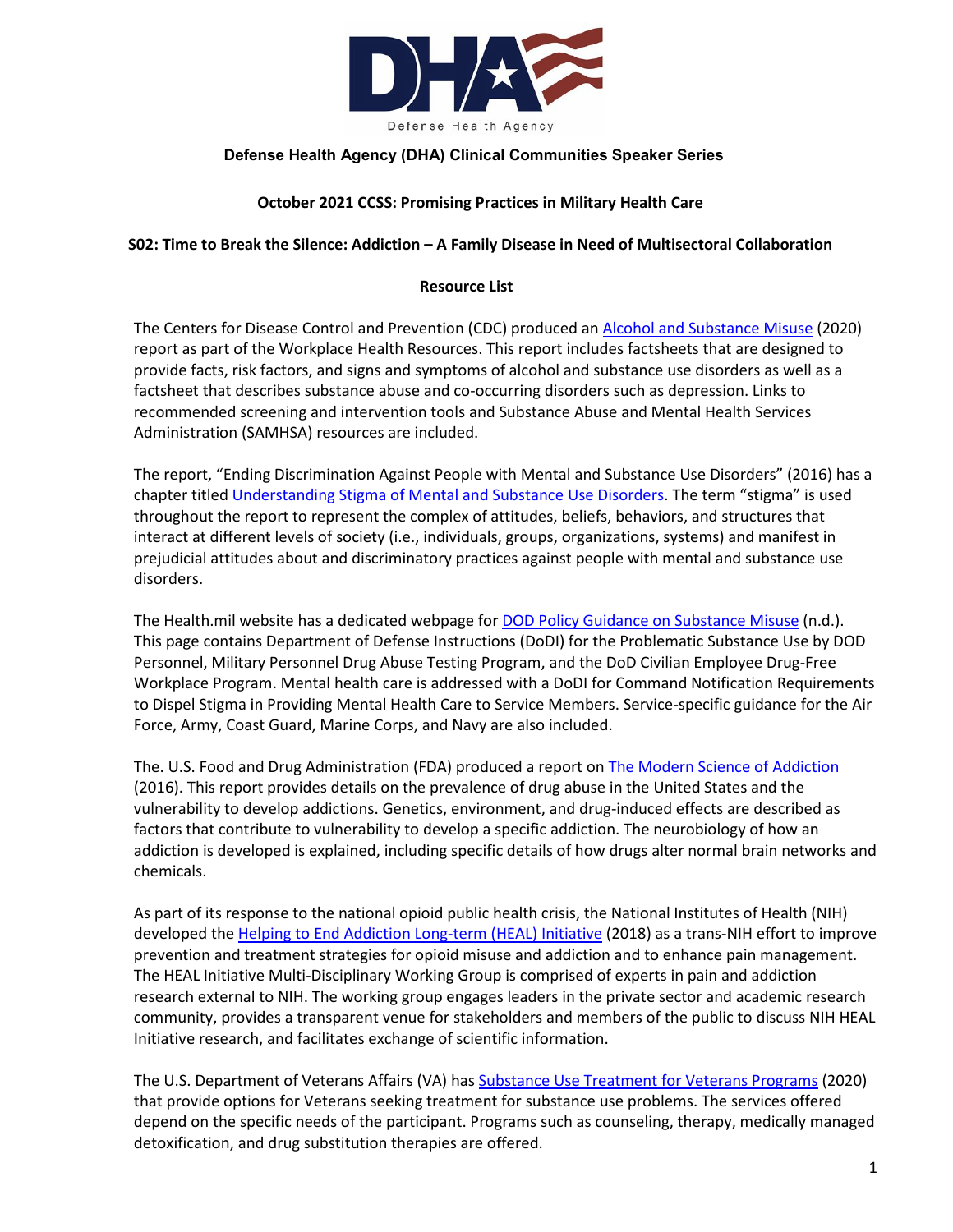Defense Health Agency

**Defense Health Agency (DHA) Clinical Communities Speaker Series**

**October 2021 CCSS: Promising Practices in Military Health Care**

**S02: Time to Break the Silence: Addiction – A Family Disease in Need of Multisectoral Collaboration**

**Resource List**

The Centers for Disease Control and Prevention (CDC) produced an Alcohol and Substance Misuse (2020) report as part of the Workplace Health Resources. This report includes factsheets that are designed to provide facts, risk factors, and signs and symptoms of alcohol and substance use disorders as well as a factsheet that describes substance abuse and co-occurring disorders such as depression. Links to recommended screening and intervention tools and Substance Abuse and Mental Health Services Administration (SAMHSA) resources are included.

The report, "Ending Discrimination Against People with Mental and Substance Use Disorders" (2016) has a chapter titled Understanding Stigma of Mental and Substance Use Disorders. The term "stigma" is used throughout the report to represent the complex of attitudes, beliefs, behaviors, and structures that interact at different levels of society (i.e., individuals, groups, organizations, systems) and manifest in prejudicial attitudes about and discriminatory practices against people with mental and substance use disorders.

The Health.mil website has a dedicated webpage for DOD Policy Guidance on Substance Misuse (n.d.). This page contains Department of Defense Instructions (DoDI) for the Problematic Substance Use by DOD Personnel, Military Personnel Drug Abuse Testing Program, and the DoD Civilian Employee Drug-Free Workplace Program. Mental health care is addressed with a DoDI for Command Notification Requirements to Dispel Stigma in Providing Mental Health Care to Service Members. Service-specific guidance for the Air Force, Army, Coast Guard, Marine Corps, and Navy are also included.

The. U.S. Food and Drug Administration (FDA) produced a report on The Modern Science of Addiction (2016). This report provides details on the prevalence of drug abuse in the United States and the vulnerability to develop addictions. Genetics, environment, and drug-induced effects are described as factors that contribute to vulnerability to develop a specific addiction. The neurobiology of how an addiction is developed is explained, including specific details of how drugs alter normal brain networks and chemicals.

As part of its response to the national opioid public health crisis, the National Institutes of Health (NIH) developed the Helping to End Addiction Long-term (HEAL) Initiative (2018) as a trans-NIH effort to improve prevention and treatment strategies for opioid misuse and addiction and to enhance pain management. The HEAL Initiative Multi-Disciplinary Working Group is comprised of experts in pain and addiction research external to NIH. The working group engages leaders in the private sector and academic research community, provides a transparent venue for stakeholders and members of the public to discuss NIH HEAL Initiative research, and facilitates exchange of scientific information.

The U.S. Department of Veterans Affairs (VA) has Substance Use Treatment for Veterans Programs (2020) that provide options for Veterans seeking treatment for substance use problems. The services offered depend on the specific needs of the participant. Programs such as counseling, therapy, medically managed detoxification, and drug substitution therapies are offered.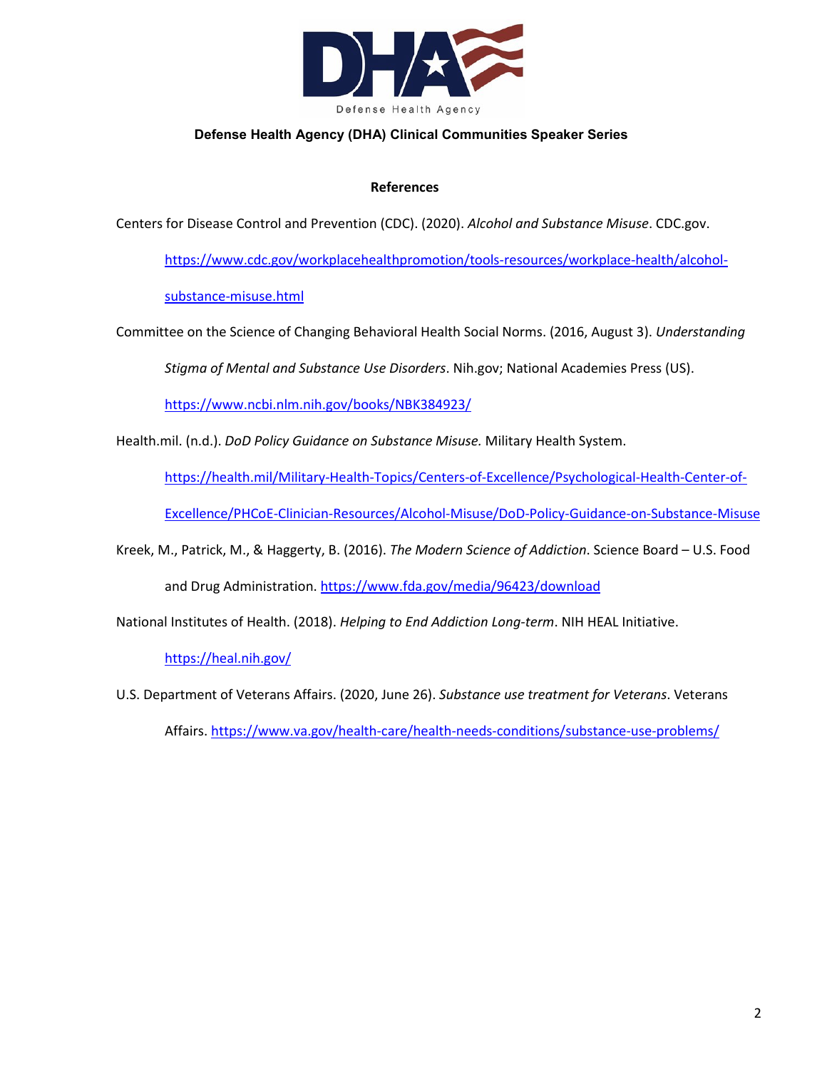Defense Health Agency

**Defense Health Agency (DHA) Clinical Communities Speaker Series**

**References**

Centers for Disease Control and Prevention (CDC). (2020). *Alcohol and Substance Misuse*. CDC.gov. https://www.cdc.gov/workplacehealthpromotion/tools-resources/workplace-health/alcohol-substance-misuse.html

Committee on the Science of Changing Behavioral Health Social Norms. (2016, August 3). *Understanding Stigma of Mental and Substance Use Disorders*. Nih.gov; National Academies Press (US). https://www.ncbi.nlm.nih.gov/books/NBK384923/

Health.mil. (n.d.). *DoD Policy Guidance on Substance Misuse.* Military Health System. https://health.mil/Military-Health-Topics/Centers-of-Excellence/Psychological-Health-Center-of-Excellence/PHCoE-Clinician-Resources/Alcohol-Misuse/DoD-Policy-Guidance-on-Substance-Misuse

Kreek, M., Patrick, M., & Haggerty, B. (2016). *The Modern Science of Addiction*. Science Board – U.S. Food and Drug Administration. https://www.fda.gov/media/96423/download

National Institutes of Health. (2018). *Helping to End Addiction Long-term*. NIH HEAL Initiative. https://heal.nih.gov/

U.S. Department of Veterans Affairs. (2020, June 26). *Substance use treatment for Veterans*. Veterans Affairs. https://www.va.gov/health-care/health-needs-conditions/substance-use-problems/